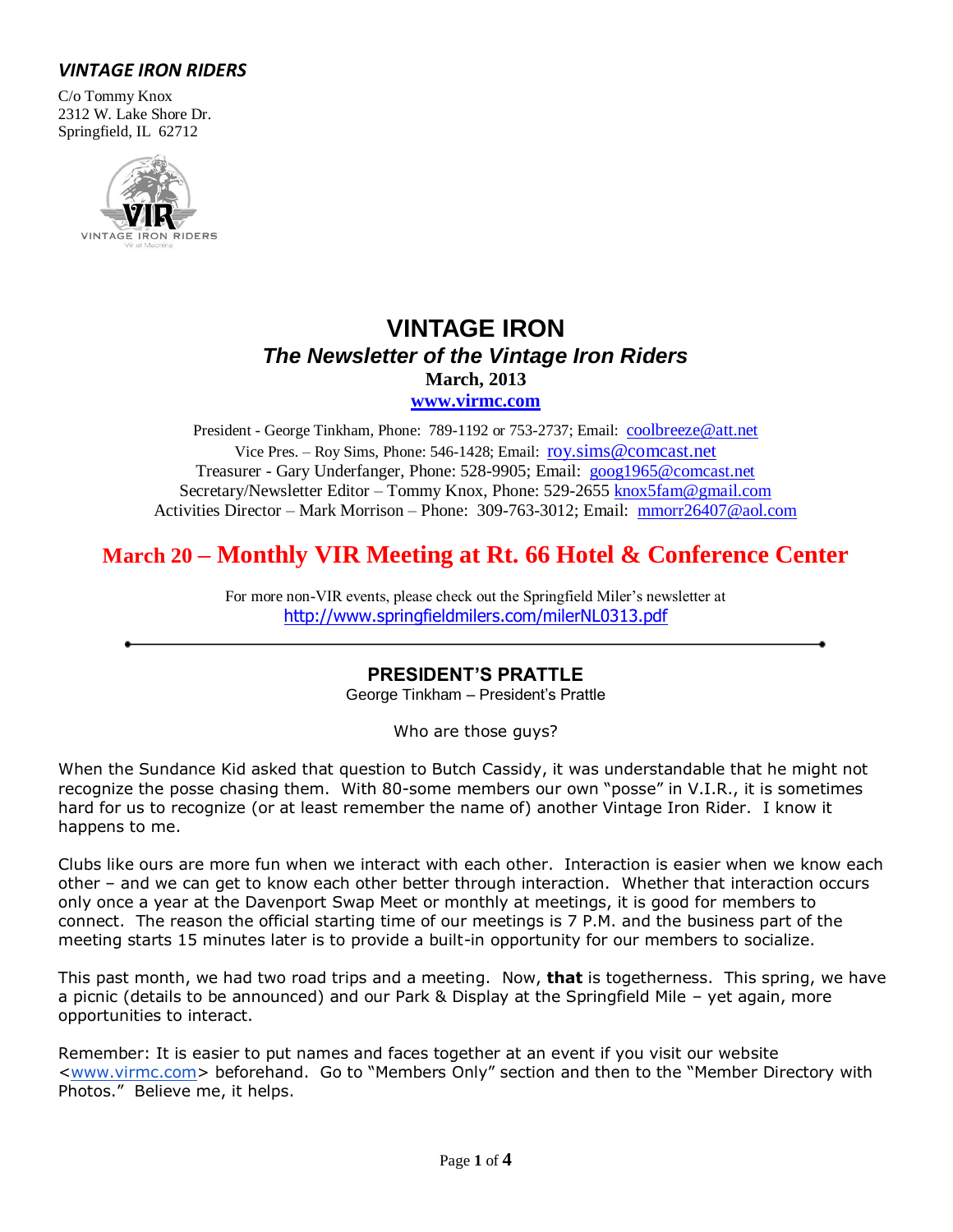***VINTAGE IRON RIDERS***

C/o Tommy Knox
2312 W. Lake Shore Dr.
Springfield, IL 62712

# VINTAGE IRON

## *The Newsletter of the Vintage Iron Riders*

**March, 2013**

**www.virmc.com**

President - George Tinkham, Phone: 789-1192 or 753-2737; Email: coolbreeze@att.net
Vice Pres. – Roy Sims, Phone: 546-1428; Email: roy.sims@comcast.net
Treasurer - Gary Underfanger, Phone: 528-9905; Email: goog1965@comcast.net
Secretary/Newsletter Editor – Tommy Knox, Phone: 529-2655 knox5fam@gmail.com
Activities Director – Mark Morrison – Phone: 309-763-3012; Email: mmorr26407@aol.com

## March 20 – Monthly VIR Meeting at Rt. 66 Hotel & Conference Center

For more non-VIR events, please check out the Springfield Miler's newsletter at
http://www.springfieldmilers.com/milerNL0313.pdf

---

### PRESIDENT'S PRATTLE

George Tinkham – President's Prattle

Who are those guys?

When the Sundance Kid asked that question to Butch Cassidy, it was understandable that he might not recognize the posse chasing them. With 80-some members our own "posse" in V.I.R., it is sometimes hard for us to recognize (or at least remember the name of) another Vintage Iron Rider. I know it happens to me.

Clubs like ours are more fun when we interact with each other. Interaction is easier when we know each other – and we can get to know each other better through interaction. Whether that interaction occurs only once a year at the Davenport Swap Meet or monthly at meetings, it is good for members to connect. The reason the official starting time of our meetings is 7 P.M. and the business part of the meeting starts 15 minutes later is to provide a built-in opportunity for our members to socialize.

This past month, we had two road trips and a meeting. Now, **that** is togetherness. This spring, we have a picnic (details to be announced) and our Park & Display at the Springfield Mile – yet again, more opportunities to interact.

Remember: It is easier to put names and faces together at an event if you visit our website <www.virmc.com> beforehand. Go to "Members Only" section and then to the "Member Directory with Photos." Believe me, it helps.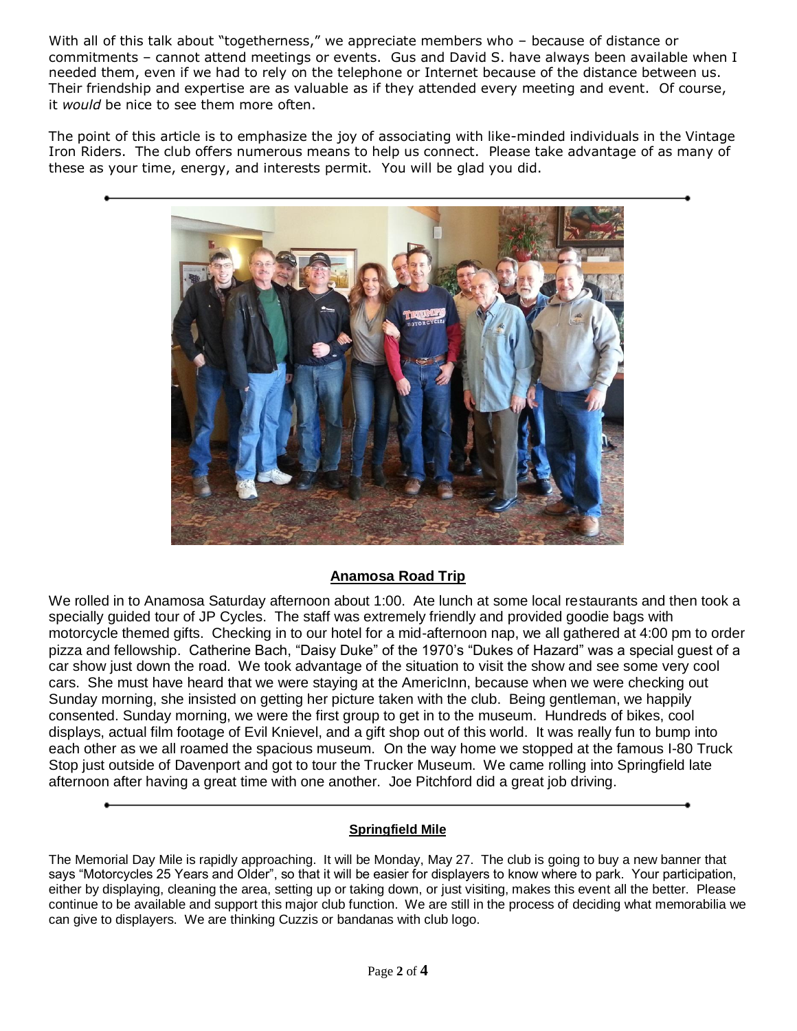With all of this talk about "togetherness," we appreciate members who – because of distance or commitments – cannot attend meetings or events. Gus and David S. have always been available when I needed them, even if we had to rely on the telephone or Internet because of the distance between us. Their friendship and expertise are as valuable as if they attended every meeting and event. Of course, it *would* be nice to see them more often.

The point of this article is to emphasize the joy of associating with like-minded individuals in the Vintage Iron Riders. The club offers numerous means to help us connect. Please take advantage of as many of these as your time, energy, and interests permit. You will be glad you did.

---

## Anamosa Road Trip

We rolled in to Anamosa Saturday afternoon about 1:00. Ate lunch at some local restaurants and then took a specially guided tour of JP Cycles. The staff was extremely friendly and provided goodie bags with motorcycle themed gifts. Checking in to our hotel for a mid-afternoon nap, we all gathered at 4:00 pm to order pizza and fellowship. Catherine Bach, "Daisy Duke" of the 1970's "Dukes of Hazard" was a special guest of a car show just down the road. We took advantage of the situation to visit the show and see some very cool cars. She must have heard that we were staying at the AmericInn, because when we were checking out Sunday morning, she insisted on getting her picture taken with the club. Being gentleman, we happily consented. Sunday morning, we were the first group to get in to the museum. Hundreds of bikes, cool displays, actual film footage of Evil Knievel, and a gift shop out of this world. It was really fun to bump into each other as we all roamed the spacious museum. On the way home we stopped at the famous I-80 Truck Stop just outside of Davenport and got to tour the Trucker Museum. We came rolling into Springfield late afternoon after having a great time with one another. Joe Pitchford did a great job driving.

---

## Springfield Mile

The Memorial Day Mile is rapidly approaching. It will be Monday, May 27. The club is going to buy a new banner that says "Motorcycles 25 Years and Older", so that it will be easier for displayers to know where to park. Your participation, either by displaying, cleaning the area, setting up or taking down, or just visiting, makes this event all the better. Please continue to be available and support this major club function. We are still in the process of deciding what memorabilia we can give to displayers. We are thinking Cuzzis or bandanas with club logo.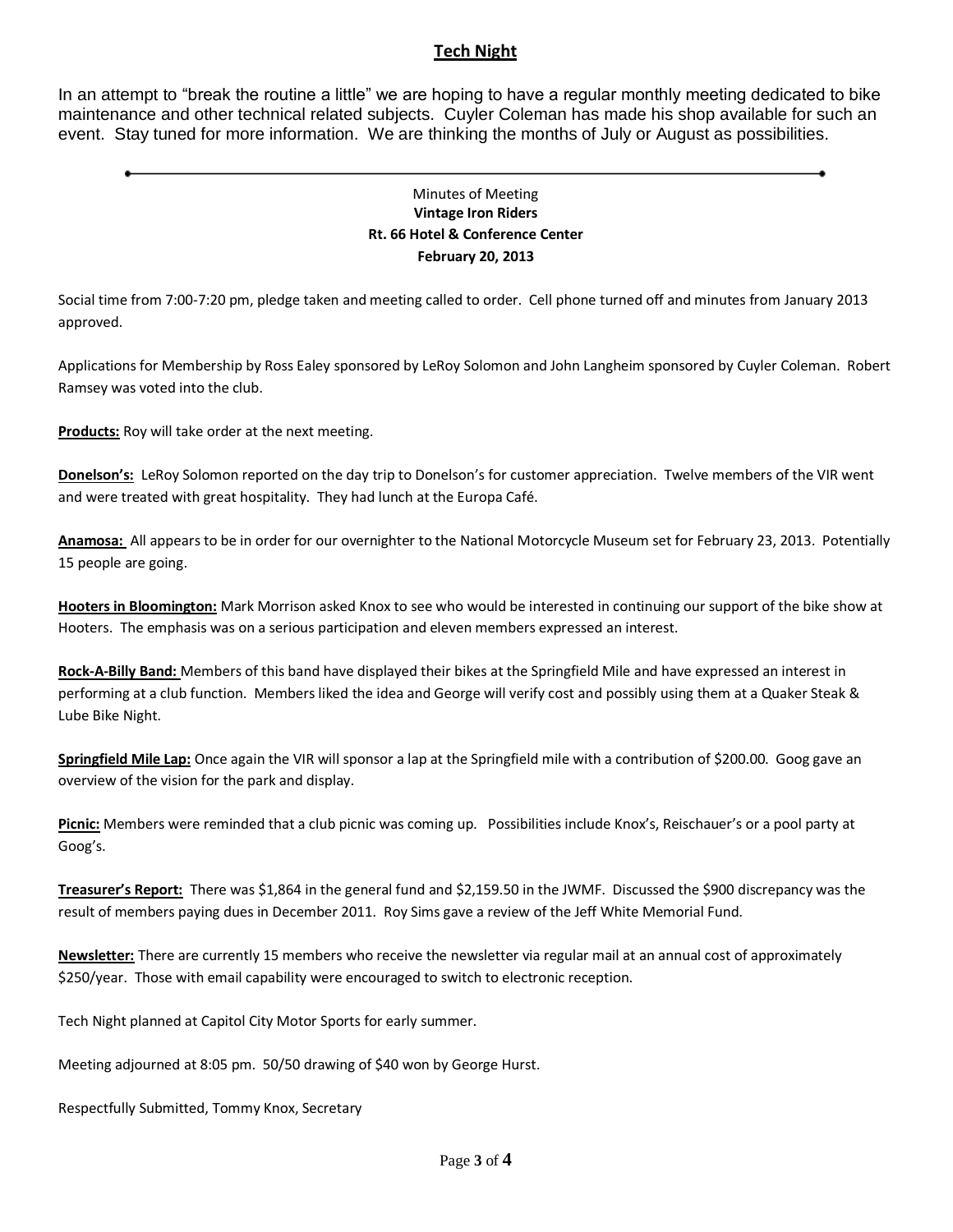## Tech Night

In an attempt to "break the routine a little" we are hoping to have a regular monthly meeting dedicated to bike maintenance and other technical related subjects. Cuyler Coleman has made his shop available for such an event. Stay tuned for more information. We are thinking the months of July or August as possibilities.

---

Minutes of Meeting
**Vintage Iron Riders**
**Rt. 66 Hotel & Conference Center**
**February 20, 2013**

Social time from 7:00-7:20 pm, pledge taken and meeting called to order. Cell phone turned off and minutes from January 2013 approved.

Applications for Membership by Ross Ealey sponsored by LeRoy Solomon and John Langheim sponsored by Cuyler Coleman. Robert Ramsey was voted into the club.

**Products:** Roy will take order at the next meeting.

**Donelson's:** LeRoy Solomon reported on the day trip to Donelson's for customer appreciation. Twelve members of the VIR went and were treated with great hospitality. They had lunch at the Europa Café.

**Anamosa:** All appears to be in order for our overnighter to the National Motorcycle Museum set for February 23, 2013. Potentially 15 people are going.

**Hooters in Bloomington:** Mark Morrison asked Knox to see who would be interested in continuing our support of the bike show at Hooters. The emphasis was on a serious participation and eleven members expressed an interest.

**Rock-A-Billy Band:** Members of this band have displayed their bikes at the Springfield Mile and have expressed an interest in performing at a club function. Members liked the idea and George will verify cost and possibly using them at a Quaker Steak & Lube Bike Night.

**Springfield Mile Lap:** Once again the VIR will sponsor a lap at the Springfield mile with a contribution of $200.00. Goog gave an overview of the vision for the park and display.

**Picnic:** Members were reminded that a club picnic was coming up. Possibilities include Knox's, Reischauer's or a pool party at Goog's.

**Treasurer's Report:** There was $1,864 in the general fund and $2,159.50 in the JWMF. Discussed the $900 discrepancy was the result of members paying dues in December 2011. Roy Sims gave a review of the Jeff White Memorial Fund.

**Newsletter:** There are currently 15 members who receive the newsletter via regular mail at an annual cost of approximately $250/year. Those with email capability were encouraged to switch to electronic reception.

Tech Night planned at Capitol City Motor Sports for early summer.

Meeting adjourned at 8:05 pm. 50/50 drawing of $40 won by George Hurst.

Respectfully Submitted, Tommy Knox, Secretary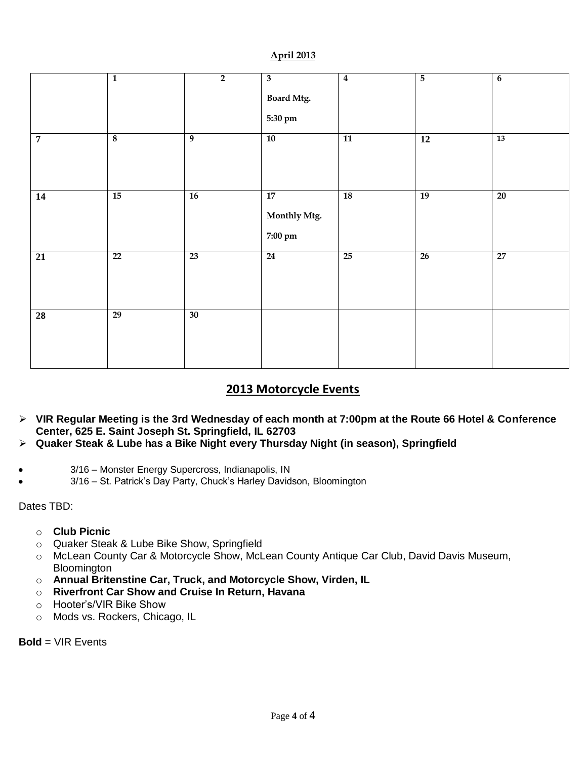**April 2013**

| | | | | | | |
|---|---|---|---|---|---|---|
| | 1 | 2 | 3<br>Board Mtg.<br>5:30 pm | 4 | 5 | 6 |
| 7 | 8 | 9 | 10 | 11 | 12 | 13 |
| 14 | 15 | 16 | 17<br>Monthly Mtg.<br>7:00 pm | 18 | 19 | 20 |
| 21 | 22 | 23 | 24 | 25 | 26 | 27 |
| 28 | 29 | 30 | | | | |

## 2013 Motorcycle Events

- **VIR Regular Meeting is the 3rd Wednesday of each month at 7:00pm at the Route 66 Hotel & Conference Center, 625 E. Saint Joseph St. Springfield, IL 62703**
- **Quaker Steak & Lube has a Bike Night every Thursday Night (in season), Springfield**

- 3/16 – Monster Energy Supercross, Indianapolis, IN
- 3/16 – St. Patrick's Day Party, Chuck's Harley Davidson, Bloomington

Dates TBD:

- **Club Picnic**
- Quaker Steak & Lube Bike Show, Springfield
- McLean County Car & Motorcycle Show, McLean County Antique Car Club, David Davis Museum, Bloomington
- **Annual Britenstine Car, Truck, and Motorcycle Show, Virden, IL**
- **Riverfront Car Show and Cruise In Return, Havana**
- Hooter's/VIR Bike Show
- Mods vs. Rockers, Chicago, IL

**Bold** = VIR Events